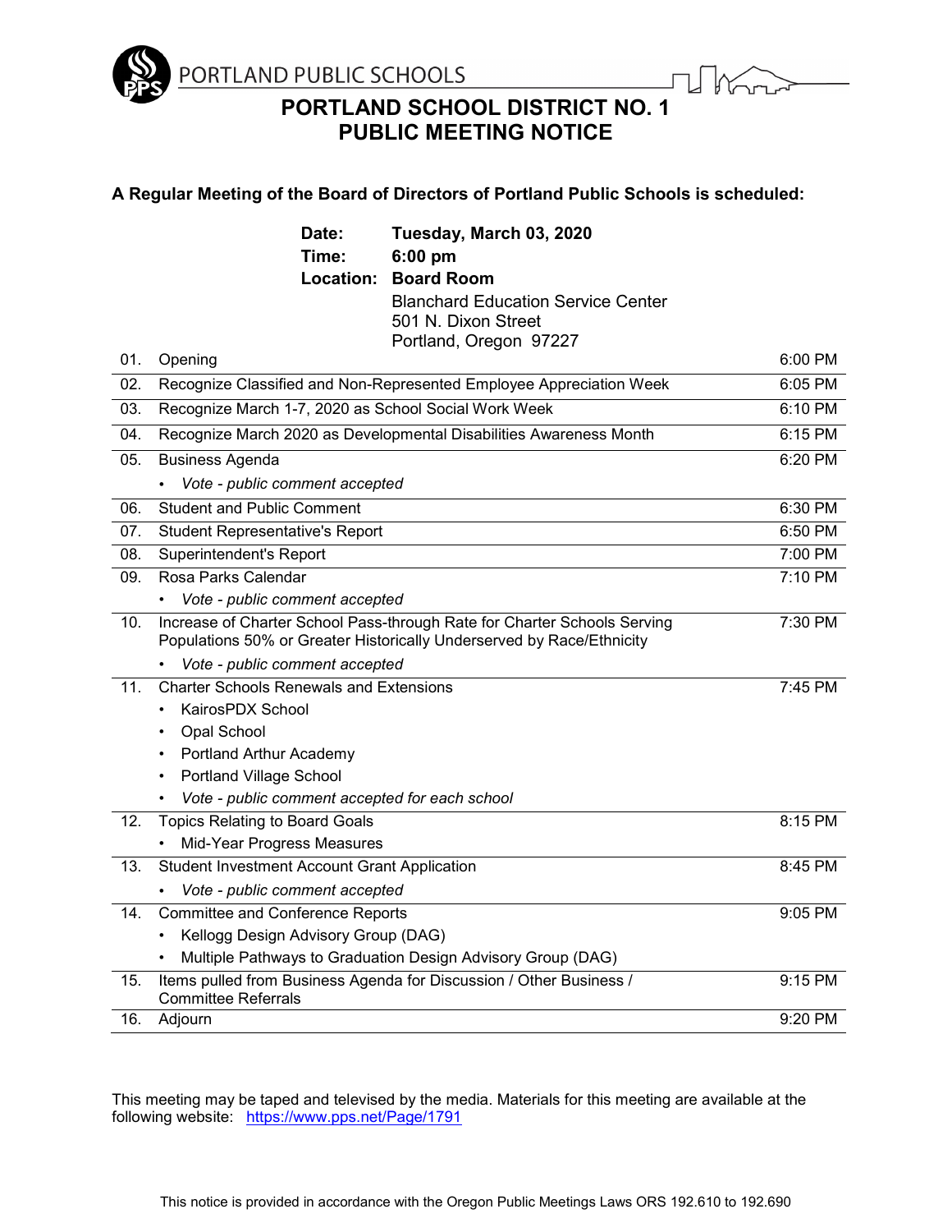PORTLAND PUBLIC SCHOOLS

# PORTLAND SCHOOL DISTRICT NO. 1
# PUBLIC MEETING NOTICE

**A Regular Meeting of the Board of Directors of Portland Public Schools is scheduled:**

**Date:** **Tuesday, March 03, 2020**
**Time:** **6:00 pm**
**Location:** **Board Room**
Blanchard Education Service Center
501 N. Dixon Street
Portland, Oregon 97227

| No. | Item | Time |
|---|---|---|
| 01. | Opening | 6:00 PM |
| 02. | Recognize Classified and Non-Represented Employee Appreciation Week | 6:05 PM |
| 03. | Recognize March 1-7, 2020 as School Social Work Week | 6:10 PM |
| 04. | Recognize March 2020 as Developmental Disabilities Awareness Month | 6:15 PM |
| 05. | Business Agenda<br>• *Vote - public comment accepted* | 6:20 PM |
| 06. | Student and Public Comment | 6:30 PM |
| 07. | Student Representative's Report | 6:50 PM |
| 08. | Superintendent's Report | 7:00 PM |
| 09. | Rosa Parks Calendar<br>• *Vote - public comment accepted* | 7:10 PM |
| 10. | Increase of Charter School Pass-through Rate for Charter Schools Serving Populations 50% or Greater Historically Underserved by Race/Ethnicity<br>• *Vote - public comment accepted* | 7:30 PM |
| 11. | Charter Schools Renewals and Extensions<br>• KairosPDX School<br>• Opal School<br>• Portland Arthur Academy<br>• Portland Village School<br>• *Vote - public comment accepted for each school* | 7:45 PM |
| 12. | Topics Relating to Board Goals<br>• Mid-Year Progress Measures | 8:15 PM |
| 13. | Student Investment Account Grant Application<br>• *Vote - public comment accepted* | 8:45 PM |
| 14. | Committee and Conference Reports<br>• Kellogg Design Advisory Group (DAG)<br>• Multiple Pathways to Graduation Design Advisory Group (DAG) | 9:05 PM |
| 15. | Items pulled from Business Agenda for Discussion / Other Business / Committee Referrals | 9:15 PM |
| 16. | Adjourn | 9:20 PM |

This meeting may be taped and televised by the media. Materials for this meeting are available at the following website: https://www.pps.net/Page/1791

This notice is provided in accordance with the Oregon Public Meetings Laws ORS 192.610 to 192.690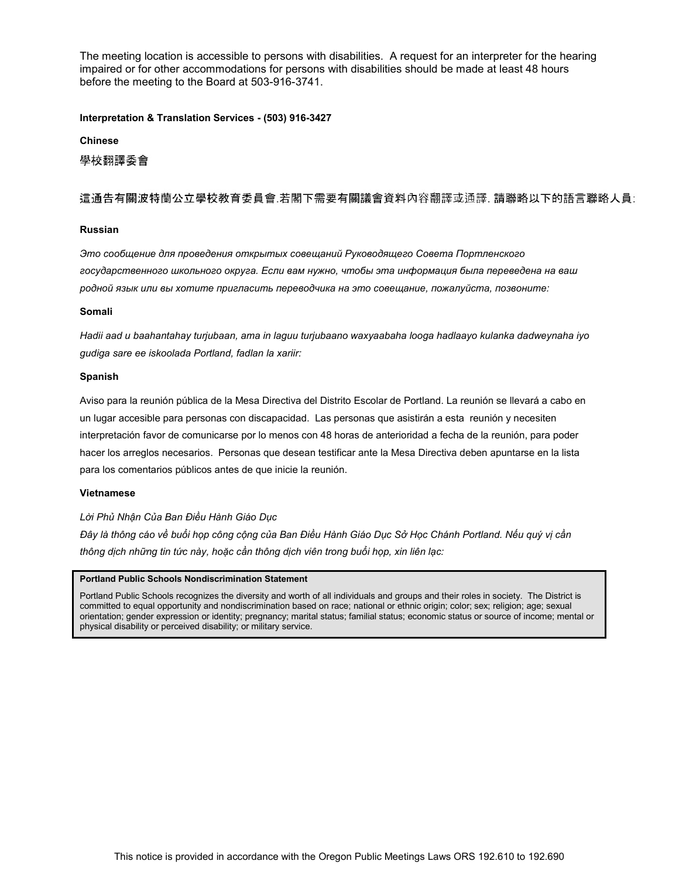The meeting location is accessible to persons with disabilities. A request for an interpreter for the hearing impaired or for other accommodations for persons with disabilities should be made at least 48 hours before the meeting to the Board at 503-916-3741.

**Interpretation & Translation Services - (503) 916-3427**

**Chinese**

學校翻譯委會

這通告有關波特蘭公立學校教育委員會.若閣下需要有關議會資料內容翻譯或通譯. 請聯略以下的語言聯略人員:

**Russian**

*Это сообщение для проведения открытых совещаний Руководящего Совета Портленского государственного школьного округа. Если вам нужно, чтобы эта информация была переведена на ваш родной язык или вы хотите пригласить переводчика на это совещание, пожалуйста, позвоните:*

**Somali**

*Hadii aad u baahantahay turjubaan, ama in laguu turjubaano waxyaabaha looga hadlaayo kulanka dadweynaha iyo gudiga sare ee iskoolada Portland, fadlan la xariir:*

**Spanish**

Aviso para la reunión pública de la Mesa Directiva del Distrito Escolar de Portland. La reunión se llevará a cabo en un lugar accesible para personas con discapacidad. Las personas que asistirán a esta reunión y necesiten interpretación favor de comunicarse por lo menos con 48 horas de anterioridad a fecha de la reunión, para poder hacer los arreglos necesarios. Personas que desean testificar ante la Mesa Directiva deben apuntarse en la lista para los comentarios públicos antes de que inicie la reunión.

**Vietnamese**

*Lời Phủ Nhận Của Ban Điều Hành Giáo Dục*

*Đây là thông cáo về buổi họp công cộng của Ban Điều Hành Giáo Dục Sở Học Chánh Portland. Nếu quý vị cần thông dịch những tin tức này, hoặc cần thông dịch viên trong buổi họp, xin liên lạc:*

**Portland Public Schools Nondiscrimination Statement**

Portland Public Schools recognizes the diversity and worth of all individuals and groups and their roles in society. The District is committed to equal opportunity and nondiscrimination based on race; national or ethnic origin; color; sex; religion; age; sexual orientation; gender expression or identity; pregnancy; marital status; familial status; economic status or source of income; mental or physical disability or perceived disability; or military service.

This notice is provided in accordance with the Oregon Public Meetings Laws ORS 192.610 to 192.690